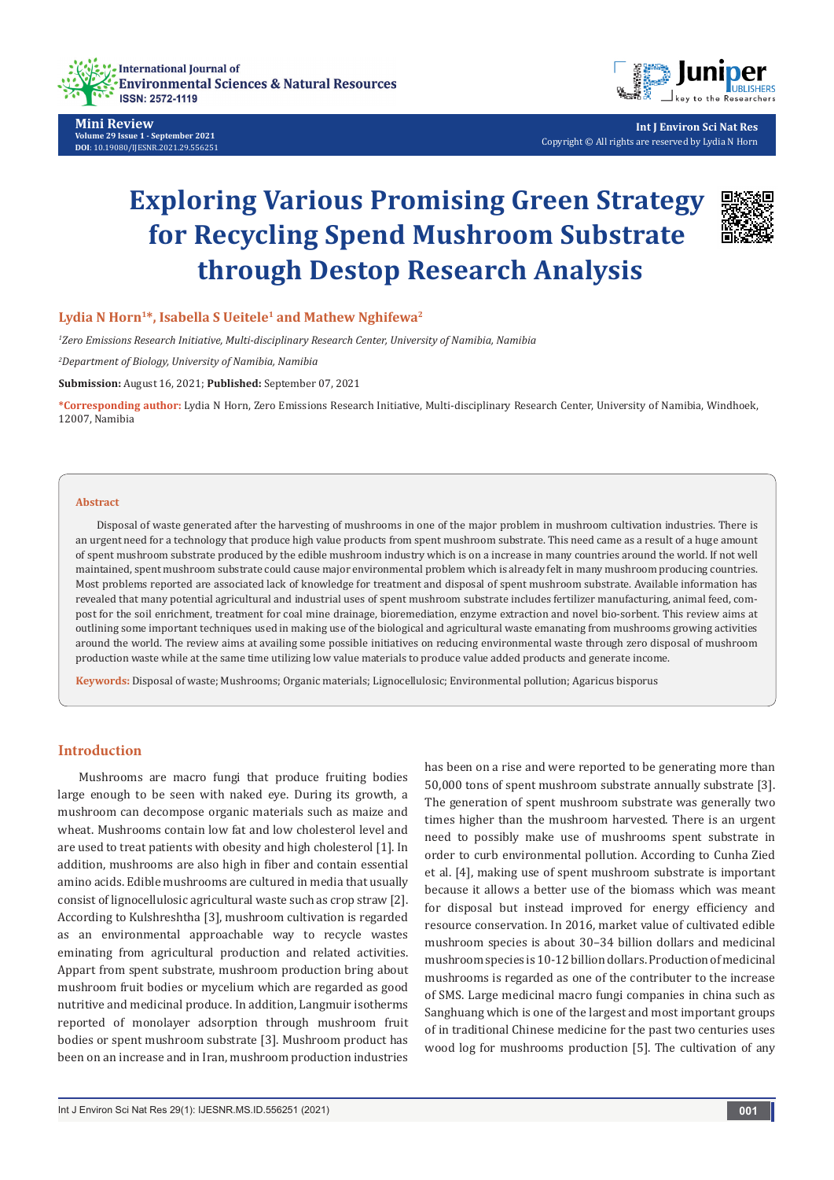Mini Review

Volume 29 Issue 1 - September 2021

DOI: 10.19080/IJESNR.2021.29.556251

Int J Environ Sci Nat Res

Copyright © All rights are reserved by Lydia N Horn

# Exploring Various Promising Green Strategy for Recycling Spend Mushroom Substrate through Destop Research Analysis

**Lydia N Horn[1]*, Isabella S Ueitele[1] and Mathew Nghifewa[2]**

*[1]Zero Emissions Research Initiative, Multi-disciplinary Research Center, University of Namibia, Namibia*

*[2]Department of Biology, University of Namibia, Namibia*

**Submission:** August 16, 2021; **Published:** September 07, 2021

***Corresponding author:** Lydia N Horn, Zero Emissions Research Initiative, Multi-disciplinary Research Center, University of Namibia, Windhoek, 12007, Namibia

## Abstract

Disposal of waste generated after the harvesting of mushrooms in one of the major problem in mushroom cultivation industries. There is an urgent need for a technology that produce high value products from spent mushroom substrate. This need came as a result of a huge amount of spent mushroom substrate produced by the edible mushroom industry which is on a increase in many countries around the world. If not well maintained, spent mushroom substrate could cause major environmental problem which is already felt in many mushroom producing countries. Most problems reported are associated lack of knowledge for treatment and disposal of spent mushroom substrate. Available information has revealed that many potential agricultural and industrial uses of spent mushroom substrate includes fertilizer manufacturing, animal feed, compost for the soil enrichment, treatment for coal mine drainage, bioremediation, enzyme extraction and novel bio-sorbent. This review aims at outlining some important techniques used in making use of the biological and agricultural waste emanating from mushrooms growing activities around the world. The review aims at availing some possible initiatives on reducing environmental waste through zero disposal of mushroom production waste while at the same time utilizing low value materials to produce value added products and generate income.

**Keywords:** Disposal of waste; Mushrooms; Organic materials; Lignocellulosic; Environmental pollution; Agaricus bisporus

## Introduction

Mushrooms are macro fungi that produce fruiting bodies large enough to be seen with naked eye. During its growth, a mushroom can decompose organic materials such as maize and wheat. Mushrooms contain low fat and low cholesterol level and are used to treat patients with obesity and high cholesterol [1]. In addition, mushrooms are also high in fiber and contain essential amino acids. Edible mushrooms are cultured in media that usually consist of lignocellulosic agricultural waste such as crop straw [2]. According to Kulshreshtha [3], mushroom cultivation is regarded as an environmental approachable way to recycle wastes eminating from agricultural production and related activities. Appart from spent substrate, mushroom production bring about mushroom fruit bodies or mycelium which are regarded as good nutritive and medicinal produce. In addition, Langmuir isotherms reported of monolayer adsorption through mushroom fruit bodies or spent mushroom substrate [3]. Mushroom product has been on an increase and in Iran, mushroom production industries has been on a rise and were reported to be generating more than 50,000 tons of spent mushroom substrate annually substrate [3]. The generation of spent mushroom substrate was generally two times higher than the mushroom harvested. There is an urgent need to possibly make use of mushrooms spent substrate in order to curb environmental pollution. According to Cunha Zied et al. [4], making use of spent mushroom substrate is important because it allows a better use of the biomass which was meant for disposal but instead improved for energy efficiency and resource conservation. In 2016, market value of cultivated edible mushroom species is about 30–34 billion dollars and medicinal mushroom species is 10-12 billion dollars. Production of medicinal mushrooms is regarded as one of the contributer to the increase of SMS. Large medicinal macro fungi companies in china such as Sanghuang which is one of the largest and most important groups of in traditional Chinese medicine for the past two centuries uses wood log for mushrooms production [5]. The cultivation of any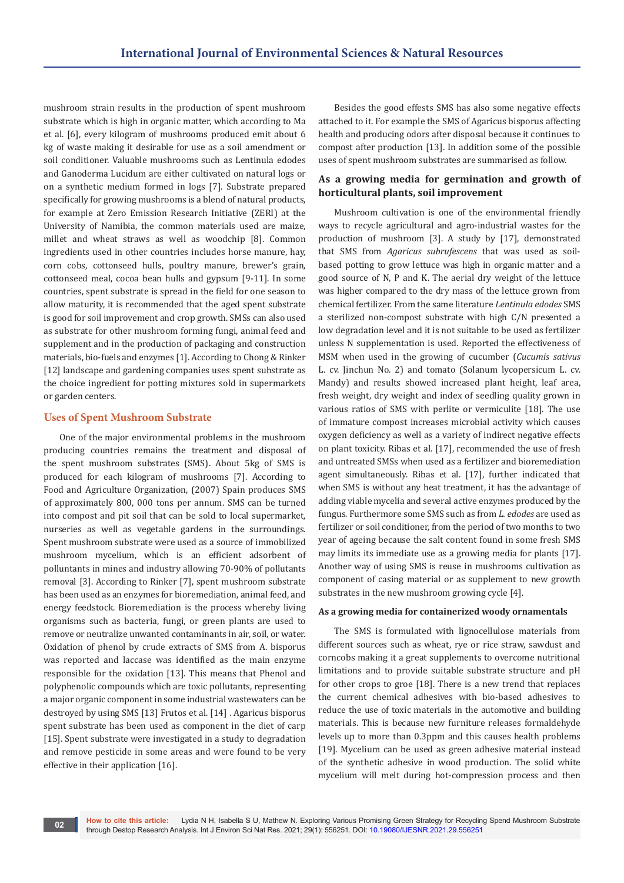mushroom strain results in the production of spent mushroom substrate which is high in organic matter, which according to Ma et al. [6], every kilogram of mushrooms produced emit about 6 kg of waste making it desirable for use as a soil amendment or soil conditioner. Valuable mushrooms such as Lentinula edodes and Ganoderma Lucidum are either cultivated on natural logs or on a synthetic medium formed in logs [7]. Substrate prepared specifically for growing mushrooms is a blend of natural products, for example at Zero Emission Research Initiative (ZERI) at the University of Namibia, the common materials used are maize, millet and wheat straws as well as woodchip [8]. Common ingredients used in other countries includes horse manure, hay, corn cobs, cottonseed hulls, poultry manure, brewer's grain, cottonseed meal, cocoa bean hulls and gypsum [9-11]. In some countries, spent substrate is spread in the field for one season to allow maturity, it is recommended that the aged spent substrate is good for soil improvement and crop growth. SMSs can also used as substrate for other mushroom forming fungi, animal feed and supplement and in the production of packaging and construction materials, bio-fuels and enzymes [1]. According to Chong & Rinker [12] landscape and gardening companies uses spent substrate as the choice ingredient for potting mixtures sold in supermarkets or garden centers.

## Uses of Spent Mushroom Substrate

One of the major environmental problems in the mushroom producing countries remains the treatment and disposal of the spent mushroom substrates (SMS). About 5kg of SMS is produced for each kilogram of mushrooms [7]. According to Food and Agriculture Organization, (2007) Spain produces SMS of approximately 800, 000 tons per annum. SMS can be turned into compost and pit soil that can be sold to local supermarket, nurseries as well as vegetable gardens in the surroundings. Spent mushroom substrate were used as a source of immobilized mushroom mycelium, which is an efficient adsorbent of pollutants in mines and industry allowing 70-90% of pollutants removal [3]. According to Rinker [7], spent mushroom substrate has been used as an enzymes for bioremediation, animal feed, and energy feedstock. Bioremediation is the process whereby living organisms such as bacteria, fungi, or green plants are used to remove or neutralize unwanted contaminants in air, soil, or water. Oxidation of phenol by crude extracts of SMS from A. bisporus was reported and laccase was identified as the main enzyme responsible for the oxidation [13]. This means that Phenol and polyphenolic compounds which are toxic pollutants, representing a major organic component in some industrial wastewaters can be destroyed by using SMS [13] Frutos et al. [14] . Agaricus bisporus spent substrate has been used as component in the diet of carp [15]. Spent substrate were investigated in a study to degradation and remove pesticide in some areas and were found to be very effective in their application [16].

Besides the good effests SMS has also some negative effects attached to it. For example the SMS of Agaricus bisporus affecting health and producing odors after disposal because it continues to compost after production [13]. In addition some of the possible uses of spent mushroom substrates are summarised as follow.

### As a growing media for germination and growth of horticultural plants, soil improvement

Mushroom cultivation is one of the environmental friendly ways to recycle agricultural and agro-industrial wastes for the production of mushroom [3]. A study by [17], demonstrated that SMS from *Agaricus subrufescens* that was used as soil-based potting to grow lettuce was high in organic matter and a good source of N, P and K. The aerial dry weight of the lettuce was higher compared to the dry mass of the lettuce grown from chemical fertilizer. From the same literature *Lentinula edodes* SMS a sterilized non-compost substrate with high C/N presented a low degradation level and it is not suitable to be used as fertilizer unless N supplementation is used. Reported the effectiveness of MSM when used in the growing of cucumber (*Cucumis sativus* L. cv. Jinchun No. 2) and tomato (Solanum lycopersicum L. cv. Mandy) and results showed increased plant height, leaf area, fresh weight, dry weight and index of seedling quality grown in various ratios of SMS with perlite or vermiculite [18]. The use of immature compost increases microbial activity which causes oxygen deficiency as well as a variety of indirect negative effects on plant toxicity. Ribas et al. [17], recommended the use of fresh and untreated SMSs when used as a fertilizer and bioremediation agent simultaneously. Ribas et al. [17], further indicated that when SMS is without any heat treatment, it has the advantage of adding viable mycelia and several active enzymes produced by the fungus. Furthermore some SMS such as from *L. edodes* are used as fertilizer or soil conditioner, from the period of two months to two year of ageing because the salt content found in some fresh SMS may limits its immediate use as a growing media for plants [17]. Another way of using SMS is reuse in mushrooms cultivation as component of casing material or as supplement to new growth substrates in the new mushroom growing cycle [4].

#### As a growing media for containerized woody ornamentals

The SMS is formulated with lignocellulose materials from different sources such as wheat, rye or rice straw, sawdust and corncobs making it a great supplements to overcome nutritional limitations and to provide suitable substrate structure and pH for other crops to groe [18]. There is a new trend that replaces the current chemical adhesives with bio-based adhesives to reduce the use of toxic materials in the automotive and building materials. This is because new furniture releases formaldehyde levels up to more than 0.3ppm and this causes health problems [19]. Mycelium can be used as green adhesive material instead of the synthetic adhesive in wood production. The solid white mycelium will melt during hot-compression process and then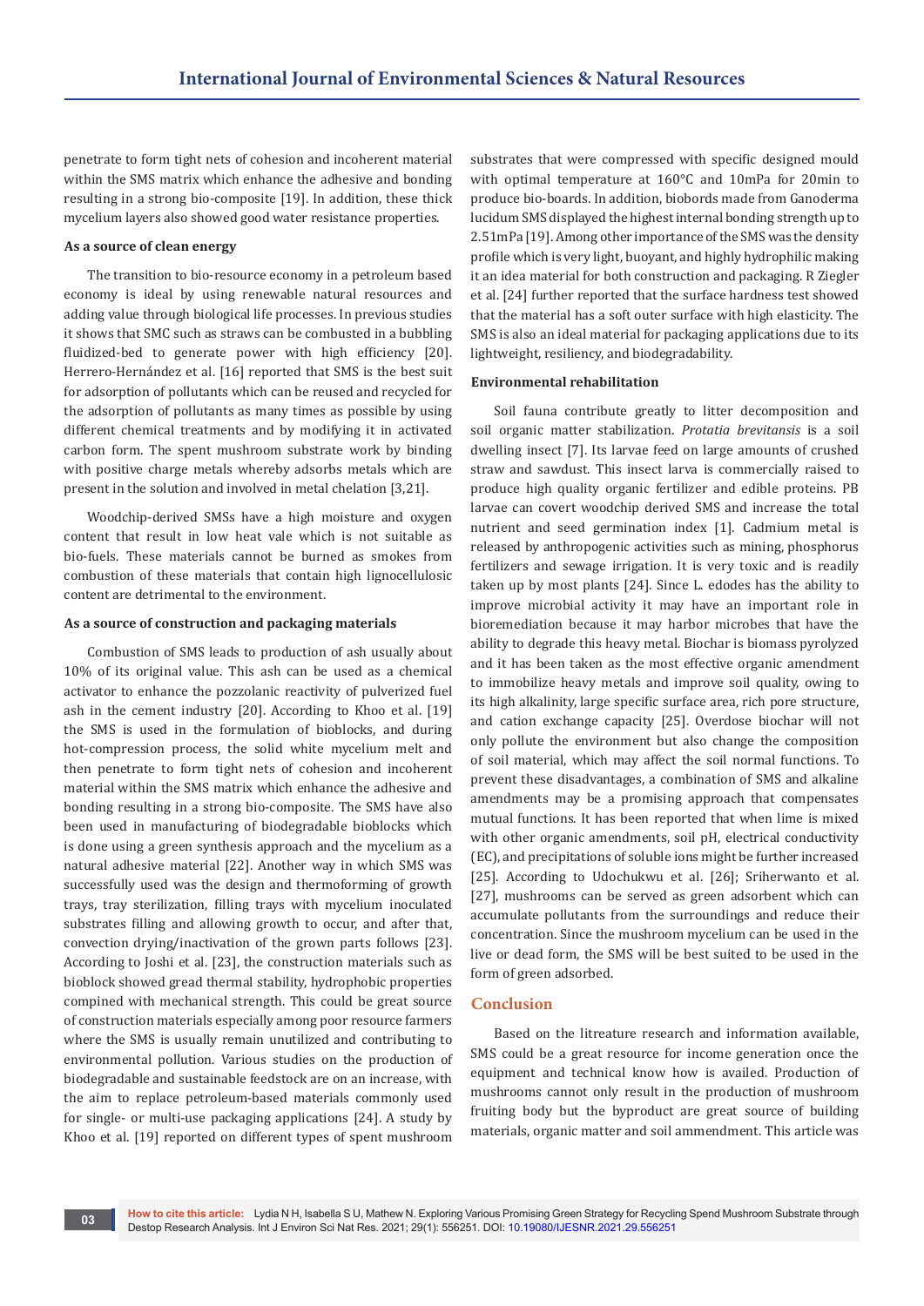penetrate to form tight nets of cohesion and incoherent material within the SMS matrix which enhance the adhesive and bonding resulting in a strong bio-composite [19]. In addition, these thick mycelium layers also showed good water resistance properties.

**As a source of clean energy**

The transition to bio-resource economy in a petroleum based economy is ideal by using renewable natural resources and adding value through biological life processes. In previous studies it shows that SMC such as straws can be combusted in a bubbling fluidized-bed to generate power with high efficiency [20]. Herrero-Hernández et al. [16] reported that SMS is the best suit for adsorption of pollutants which can be reused and recycled for the adsorption of pollutants as many times as possible by using different chemical treatments and by modifying it in activated carbon form. The spent mushroom substrate work by binding with positive charge metals whereby adsorbs metals which are present in the solution and involved in metal chelation [3,21].

Woodchip-derived SMSs have a high moisture and oxygen content that result in low heat vale which is not suitable as bio-fuels. These materials cannot be burned as smokes from combustion of these materials that contain high lignocellulosic content are detrimental to the environment.

**As a source of construction and packaging materials**

Combustion of SMS leads to production of ash usually about 10% of its original value. This ash can be used as a chemical activator to enhance the pozzolanic reactivity of pulverized fuel ash in the cement industry [20]. According to Khoo et al. [19] the SMS is used in the formulation of bioblocks, and during hot-compression process, the solid white mycelium melt and then penetrate to form tight nets of cohesion and incoherent material within the SMS matrix which enhance the adhesive and bonding resulting in a strong bio-composite. The SMS have also been used in manufacturing of biodegradable bioblocks which is done using a green synthesis approach and the mycelium as a natural adhesive material [22]. Another way in which SMS was successfully used was the design and thermoforming of growth trays, tray sterilization, filling trays with mycelium inoculated substrates filling and allowing growth to occur, and after that, convection drying/inactivation of the grown parts follows [23]. According to Joshi et al. [23], the construction materials such as bioblock showed gread thermal stability, hydrophobic properties compined with mechanical strength. This could be great source of construction materials especially among poor resource farmers where the SMS is usually remain unutilized and contributing to environmental pollution. Various studies on the production of biodegradable and sustainable feedstock are on an increase, with the aim to replace petroleum-based materials commonly used for single- or multi-use packaging applications [24]. A study by Khoo et al. [19] reported on different types of spent mushroom substrates that were compressed with specific designed mould with optimal temperature at 160°C and 10mPa for 20min to produce bio-boards. In addition, biobords made from Ganoderma lucidum SMS displayed the highest internal bonding strength up to 2.51mPa [19]. Among other importance of the SMS was the density profile which is very light, buoyant, and highly hydrophilic making it an idea material for both construction and packaging. R Ziegler et al. [24] further reported that the surface hardness test showed that the material has a soft outer surface with high elasticity. The SMS is also an ideal material for packaging applications due to its lightweight, resiliency, and biodegradability.

**Environmental rehabilitation**

Soil fauna contribute greatly to litter decomposition and soil organic matter stabilization. *Protatia brevitansis* is a soil dwelling insect [7]. Its larvae feed on large amounts of crushed straw and sawdust. This insect larva is commercially raised to produce high quality organic fertilizer and edible proteins. PB larvae can covert woodchip derived SMS and increase the total nutrient and seed germination index [1]. Cadmium metal is released by anthropogenic activities such as mining, phosphorus fertilizers and sewage irrigation. It is very toxic and is readily taken up by most plants [24]. Since L. edodes has the ability to improve microbial activity it may have an important role in bioremediation because it may harbor microbes that have the ability to degrade this heavy metal. Biochar is biomass pyrolyzed and it has been taken as the most effective organic amendment to immobilize heavy metals and improve soil quality, owing to its high alkalinity, large specific surface area, rich pore structure, and cation exchange capacity [25]. Overdose biochar will not only pollute the environment but also change the composition of soil material, which may affect the soil normal functions. To prevent these disadvantages, a combination of SMS and alkaline amendments may be a promising approach that compensates mutual functions. It has been reported that when lime is mixed with other organic amendments, soil pH, electrical conductivity (EC), and precipitations of soluble ions might be further increased [25]. According to Udochukwu et al. [26]; Sriherwanto et al. [27], mushrooms can be served as green adsorbent which can accumulate pollutants from the surroundings and reduce their concentration. Since the mushroom mycelium can be used in the live or dead form, the SMS will be best suited to be used in the form of green adsorbed.

## Conclusion

Based on the litreature research and information available, SMS could be a great resource for income generation once the equipment and technical know how is availed. Production of mushrooms cannot only result in the production of mushroom fruiting body but the byproduct are great source of building materials, organic matter and soil ammendment. This article was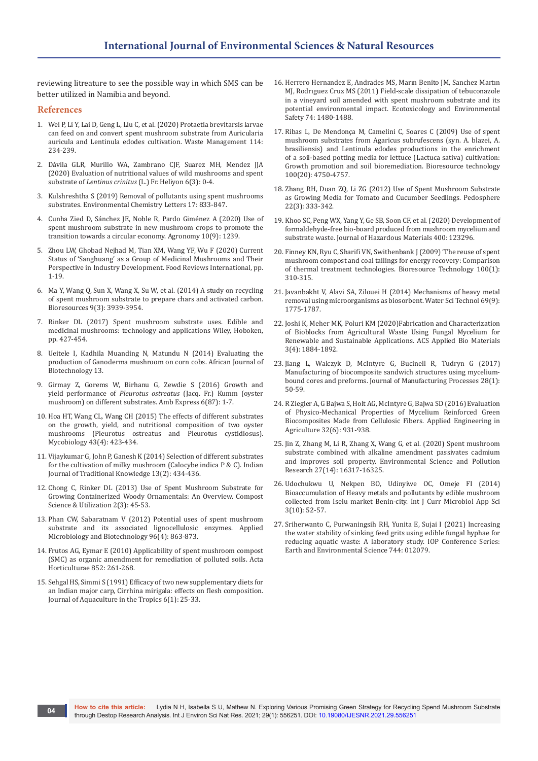reviewing litreature to see the possible way in which SMS can be better utilized in Namibia and beyond.

## References

1. Wei P, Li Y, Lai D, Geng L, Liu C, et al. (2020) Protaetia brevitarsis larvae can feed on and convert spent mushroom substrate from Auricularia auricula and Lentinula edodes cultivation. Waste Management 114: 234-239.
2. Dávila GLR, Murillo WA, Zambrano CJF, Suarez MH, Mendez JJA (2020) Evaluation of nutritional values of wild mushrooms and spent substrate of *Lentinus crinitus* (L.) Fr. Heliyon 6(3): 0-4.
3. Kulshreshtha S (2019) Removal of pollutants using spent mushrooms substrates. Environmental Chemistry Letters 17: 833-847.
4. Cunha Zied D, Sánchez JE, Noble R, Pardo Giménez A (2020) Use of spent mushroom substrate in new mushroom crops to promote the transition towards a circular economy. Agronomy 10(9): 1239.
5. Zhou LW, Ghobad Nejhad M, Tian XM, Wang YF, Wu F (2020) Current Status of 'Sanghuang' as a Group of Medicinal Mushrooms and Their Perspective in Industry Development. Food Reviews International, pp. 1-19.
6. Ma Y, Wang Q, Sun X, Wang X, Su W, et al. (2014) A study on recycling of spent mushroom substrate to prepare chars and activated carbon. Bioresources 9(3): 3939-3954.
7. Rinker DL (2017) Spent mushroom substrate uses. Edible and medicinal mushrooms: technology and applications Wiley, Hoboken, pp. 427-454.
8. Ueitele I, Kadhila Muanding N, Matundu N (2014) Evaluating the production of Ganoderma mushroom on corn cobs. African Journal of Biotechnology 13.
9. Girmay Z, Gorems W, Birhanu G, Zewdie S (2016) Growth and yield performance of *Pleurotus ostreatus* (Jacq. Fr.) Kumm (oyster mushroom) on different substrates. Amb Express 6(87): 1-7.
10. Hoa HT, Wang CL, Wang CH (2015) The effects of different substrates on the growth, yield, and nutritional composition of two oyster mushrooms (Pleurotus ostreatus and Pleurotus cystidiosus). Mycobiology 43(4): 423-434.
11. Vijaykumar G, John P, Ganesh K (2014) Selection of different substrates for the cultivation of milky mushroom (Calocybe indica P & C). Indian Journal of Traditional Knowledge 13(2): 434-436.
12. Chong C, Rinker DL (2013) Use of Spent Mushroom Substrate for Growing Containerized Woody Ornamentals: An Overview. Compost Science & Utilization 2(3): 45-53.
13. Phan CW, Sabaratnam V (2012) Potential uses of spent mushroom substrate and its associated lignocellulosic enzymes. Applied Microbiology and Biotechnology 96(4): 863-873.
14. Frutos AG, Eymar E (2010) Applicability of spent mushroom compost (SMC) as organic amendment for remediation of polluted soils. Acta Horticulturae 852: 261-268.
15. Sehgal HS, Simmi S (1991) Efficacy of two new supplementary diets for an Indian major carp, Cirrhina mirigala: effects on flesh composition. Journal of Aquaculture in the Tropics 6(1): 25-33.
16. Herrero Hernandez E, Andrades MS, Marın Benito JM, Sanchez Martın MJ, Rodrıguez Cruz MS (2011) Field-scale dissipation of tebuconazole in a vineyard soil amended with spent mushroom substrate and its potential environmental impact. Ecotoxicology and Environmental Safety 74: 1480-1488.
17. Ribas L, De Mendonça M, Camelini C, Soares C (2009) Use of spent mushroom substrates from Agaricus subrufescens (syn. A. blazei, A. brasiliensis) and Lentinula edodes productions in the enrichment of a soil-based potting media for lettuce (Lactuca sativa) cultivation: Growth promotion and soil bioremediation. Bioresource technology 100(20): 4750-4757.
18. Zhang RH, Duan ZQ, Li ZG (2012) Use of Spent Mushroom Substrate as Growing Media for Tomato and Cucumber Seedlings. Pedosphere 22(3): 333-342.
19. Khoo SC, Peng WX, Yang Y, Ge SB, Soon CF, et al. (2020) Development of formaldehyde-free bio-board produced from mushroom mycelium and substrate waste. Journal of Hazardous Materials 400: 123296.
20. Finney KN, Ryu C, Sharifi VN, Swithenbank J (2009) 'The reuse of spent mushroom compost and coal tailings for energy recovery: Comparison of thermal treatment technologies. Bioresource Technology 100(1): 310-315.
21. Javanbakht V, Alavi SA, Zilouei H (2014) Mechanisms of heavy metal removal using microorganisms as biosorbent. Water Sci Technol 69(9): 1775-1787.
22. Joshi K, Meher MK, Poluri KM (2020)Fabrication and Characterization of Bioblocks from Agricultural Waste Using Fungal Mycelium for Renewable and Sustainable Applications. ACS Applied Bio Materials 3(4): 1884-1892.
23. Jiang L, Walczyk D, McIntyre G, Bucinell R, Tudryn G (2017) Manufacturing of biocomposite sandwich structures using mycelium-bound cores and preforms. Journal of Manufacturing Processes 28(1): 50-59.
24. R Ziegler A, G Bajwa S, Holt AG, McIntyre G, Bajwa SD (2016) Evaluation of Physico-Mechanical Properties of Mycelium Reinforced Green Biocomposites Made from Cellulosic Fibers. Applied Engineering in Agriculture 32(6): 931-938.
25. Jin Z, Zhang M, Li R, Zhang X, Wang G, et al. (2020) Spent mushroom substrate combined with alkaline amendment passivates cadmium and improves soil property. Environmental Science and Pollution Research 27(14): 16317-16325.
26. Udochukwu U, Nekpen BO, Udinyiwe OC, Omeje FI (2014) Bioaccumulation of Heavy metals and pollutants by edible mushroom collected from Iselu market Benin-city. Int J Curr Microbiol App Sci 3(10): 52-57.
27. Sriherwanto C, Purwaningsih RH, Yunita E, Sujai I (2021) Increasing the water stability of sinking feed grits using edible fungal hyphae for reducing aquatic waste: A laboratory study. IOP Conference Series: Earth and Environmental Science 744: 012079.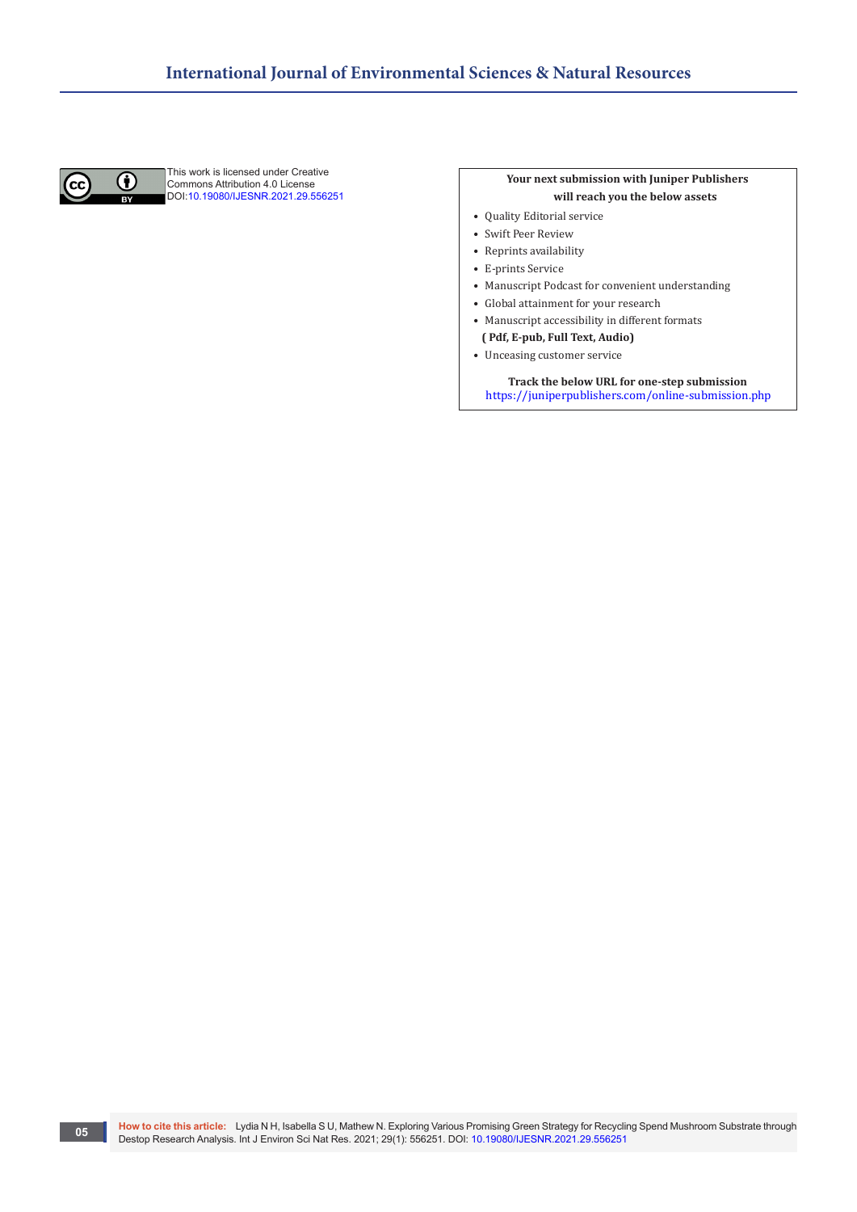This work is licensed under Creative Commons Attribution 4.0 License
DOI:10.19080/IJESNR.2021.29.556251

**Your next submission with Juniper Publishers will reach you the below assets**

- Quality Editorial service
- Swift Peer Review
- Reprints availability
- E-prints Service
- Manuscript Podcast for convenient understanding
- Global attainment for your research
- Manuscript accessibility in different formats

**( Pdf, E-pub, Full Text, Audio)**

- Unceasing customer service

**Track the below URL for one-step submission**
https://juniperpublishers.com/online-submission.php

**How to cite this article:** Lydia N H, Isabella S U, Mathew N. Exploring Various Promising Green Strategy for Recycling Spend Mushroom Substrate through Destop Research Analysis. Int J Environ Sci Nat Res. 2021; 29(1): 556251. DOI: 10.19080/IJESNR.2021.29.556251